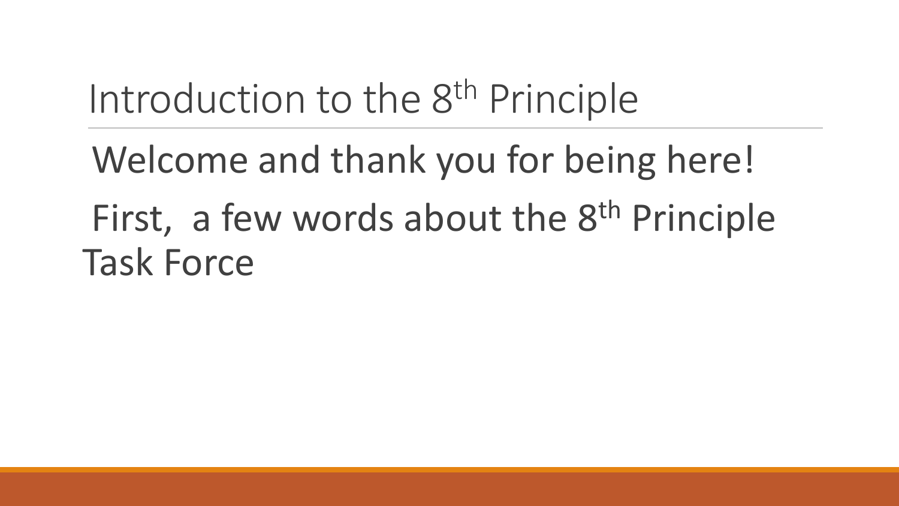# Introduction to the 8th Principle

Welcome and thank you for being here!

First, a few words about the 8th Principle Task Force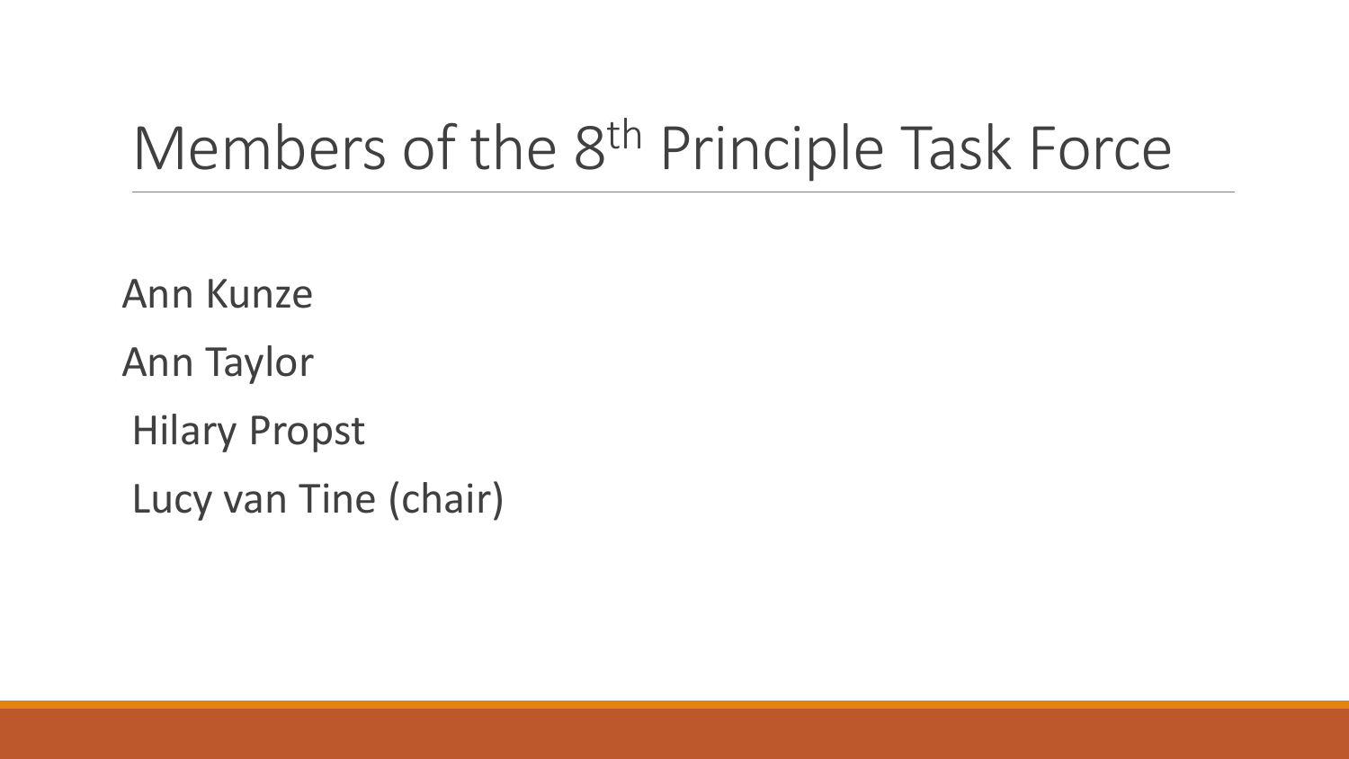# Members of the 8th Principle Task Force

Ann Kunze

Ann Taylor

Hilary Propst

Lucy van Tine (chair)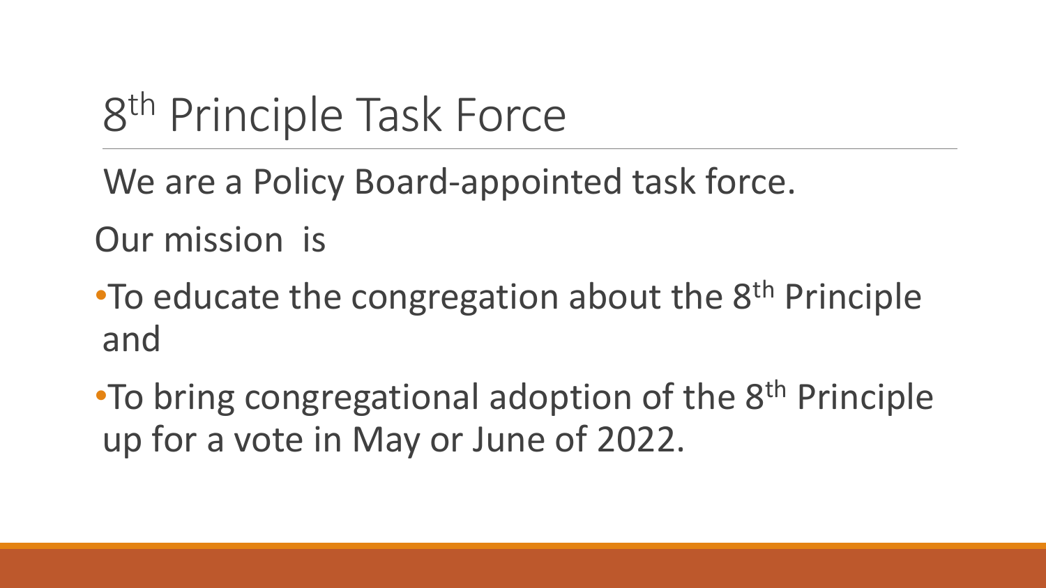# 8th Principle Task Force

We are a Policy Board-appointed task force.

Our mission is

- To educate the congregation about the 8th Principle and
- To bring congregational adoption of the 8th Principle up for a vote in May or June of 2022.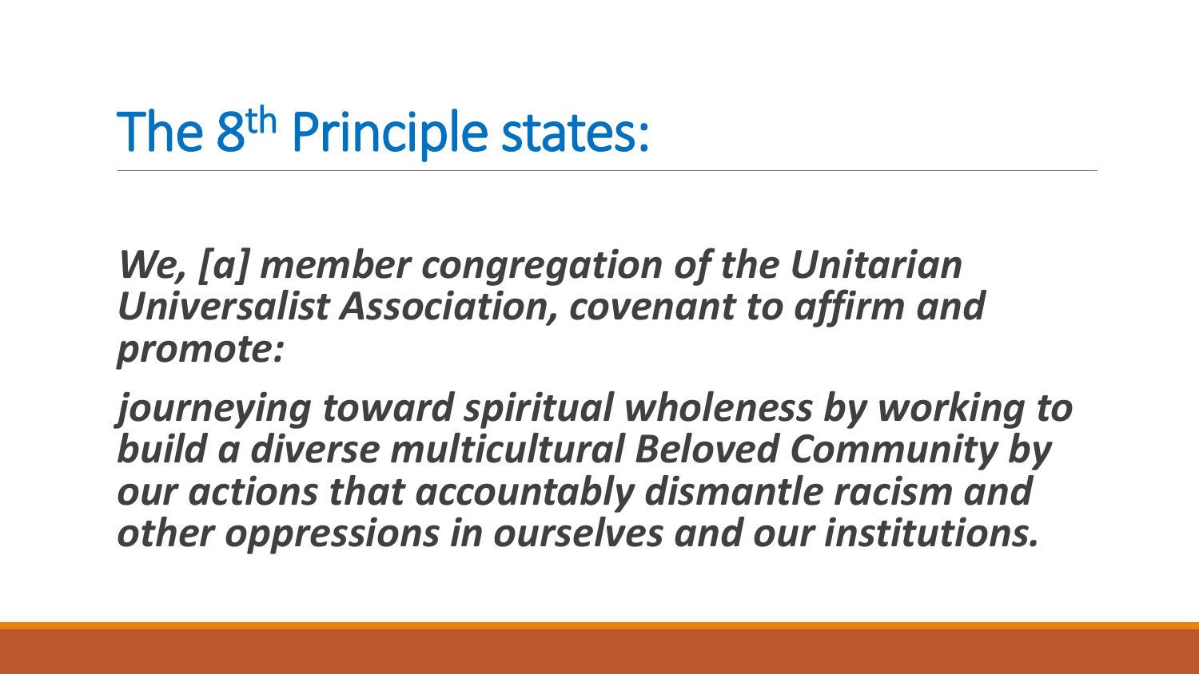# The 8th Principle states:

***We, [a] member congregation of the Unitarian Universalist Association, covenant to affirm and promote:***

***journeying toward spiritual wholeness by working to build a diverse multicultural Beloved Community by our actions that accountably dismantle racism and other oppressions in ourselves and our institutions.***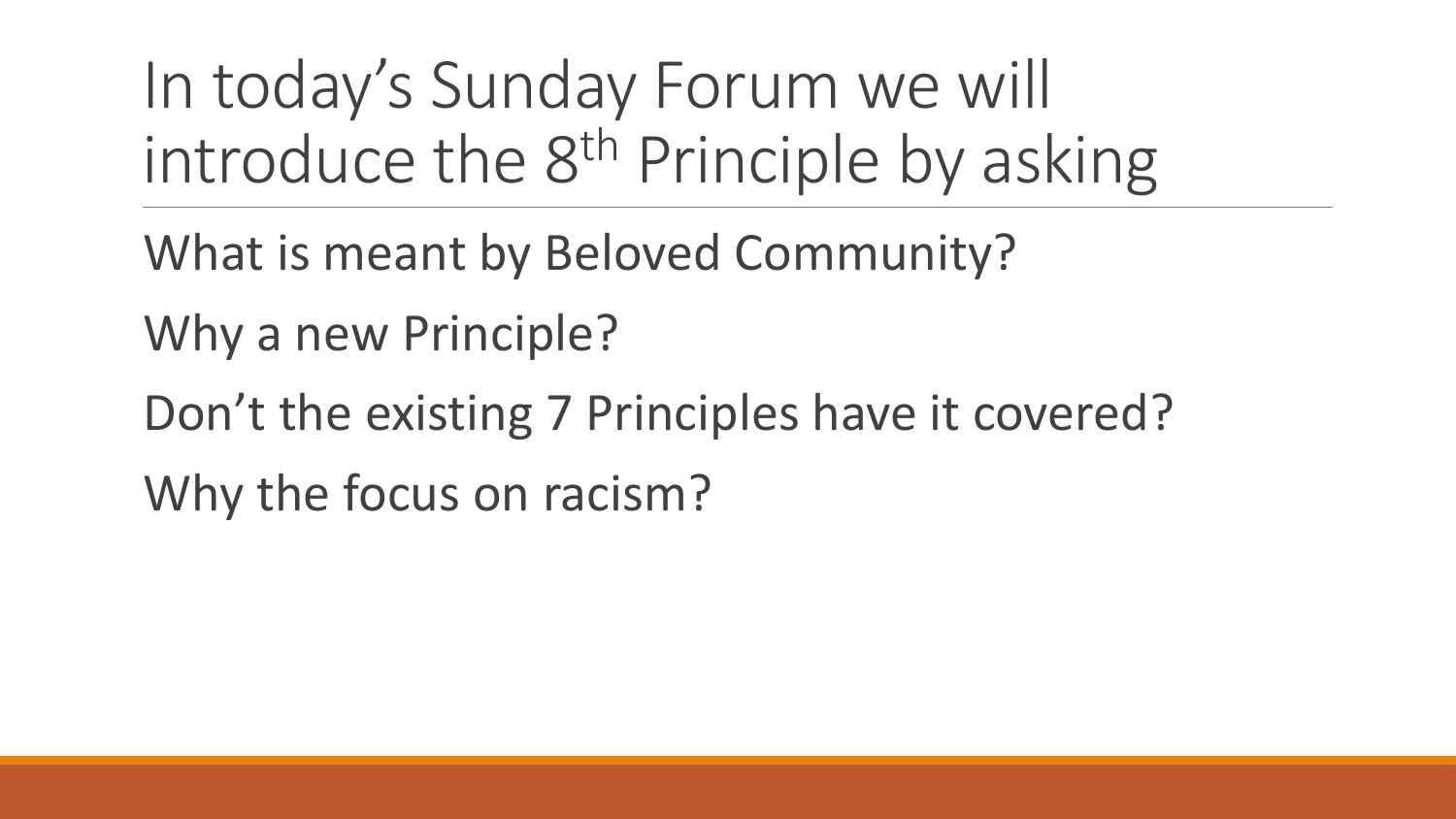# In today's Sunday Forum we will introduce the 8th Principle by asking

What is meant by Beloved Community?

Why a new Principle?

Don't the existing 7 Principles have it covered?

Why the focus on racism?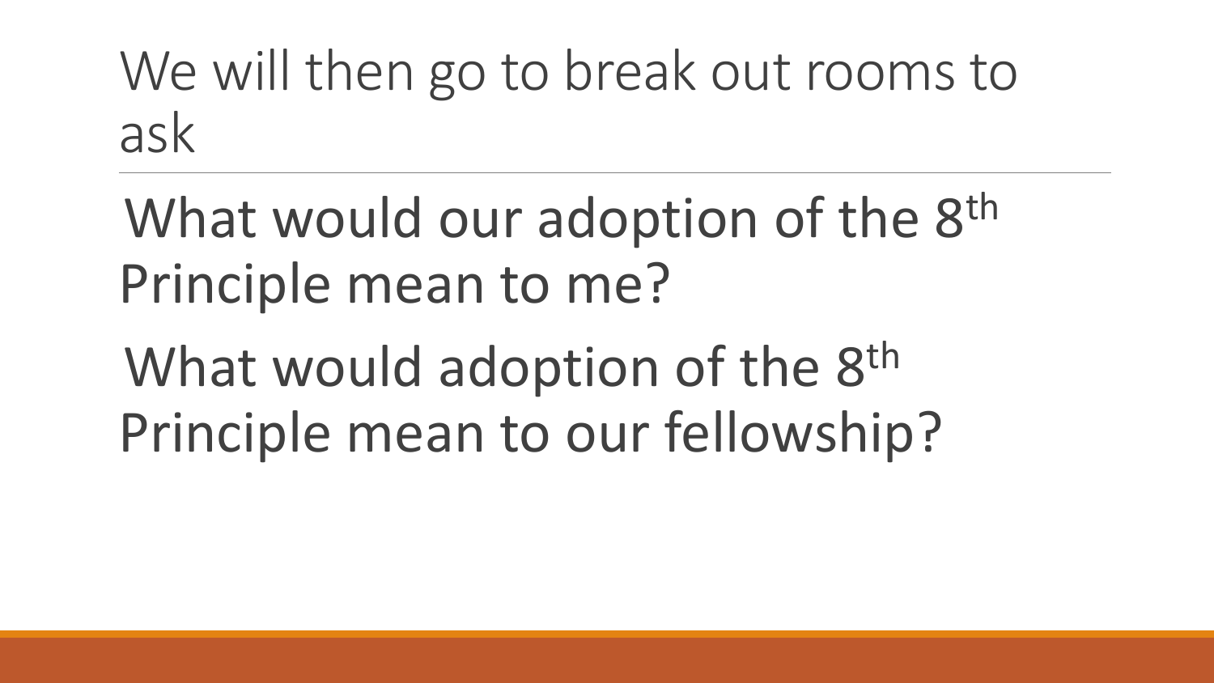# We will then go to break out rooms to ask

What would our adoption of the 8th Principle mean to me?

What would adoption of the 8th Principle mean to our fellowship?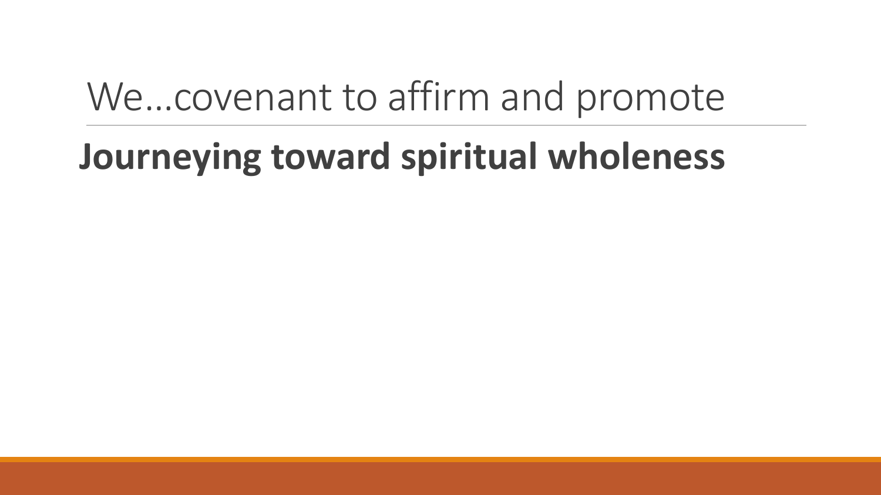# We…covenant to affirm and promote

**Journeying toward spiritual wholeness**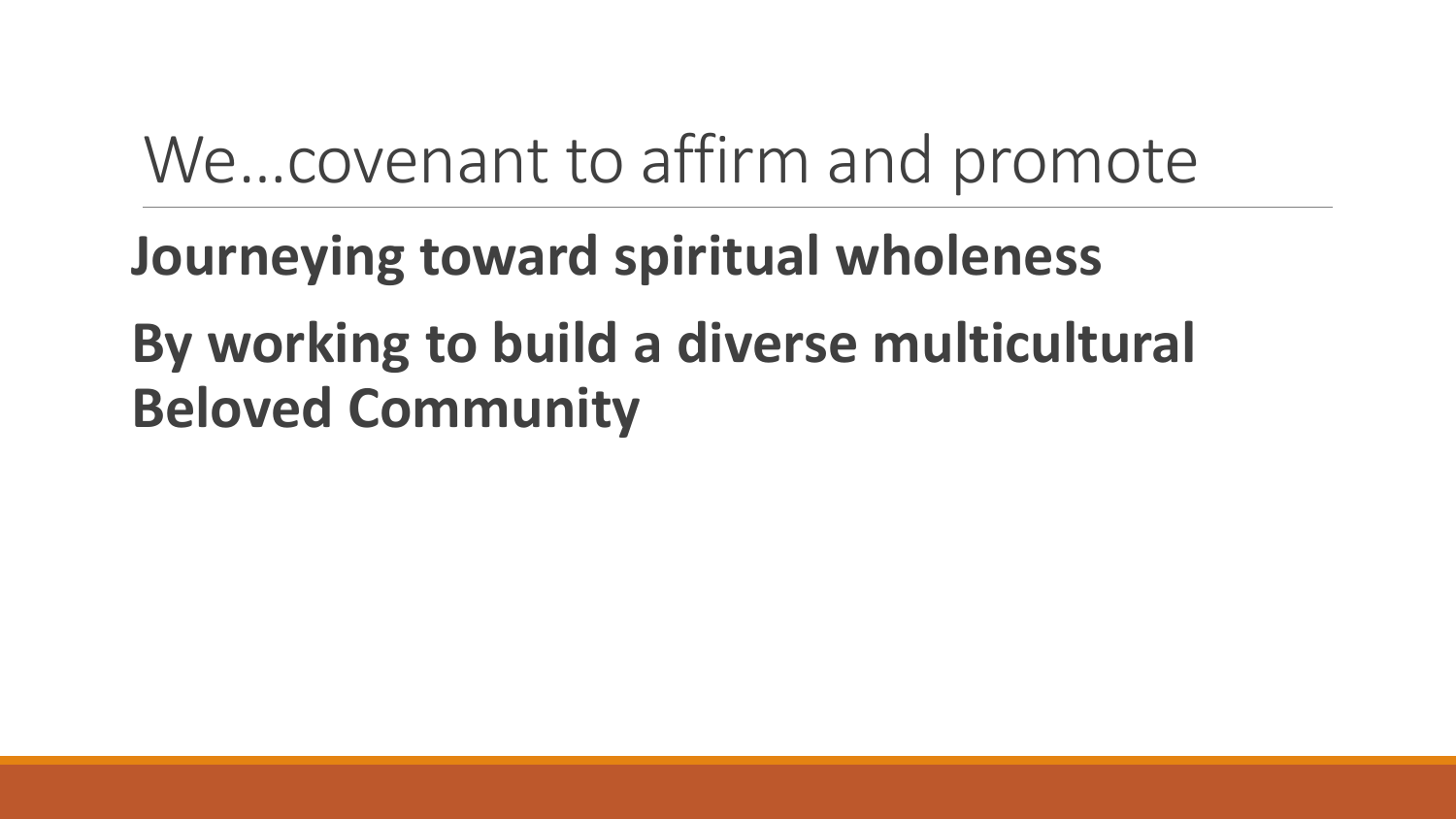# We…covenant to affirm and promote

**Journeying toward spiritual wholeness**

**By working to build a diverse multicultural Beloved Community**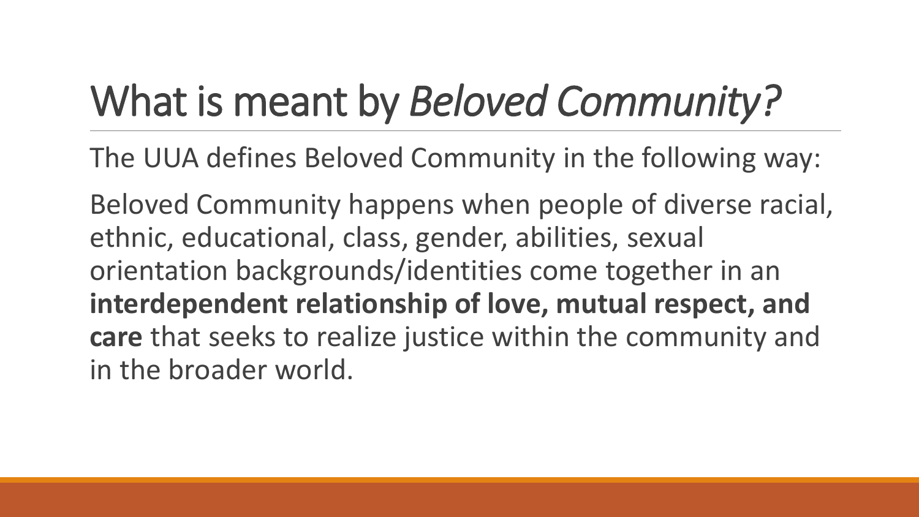# What is meant by *Beloved Community?*

The UUA defines Beloved Community in the following way:

Beloved Community happens when people of diverse racial, ethnic, educational, class, gender, abilities, sexual orientation backgrounds/identities come together in an **interdependent relationship of love, mutual respect, and care** that seeks to realize justice within the community and in the broader world.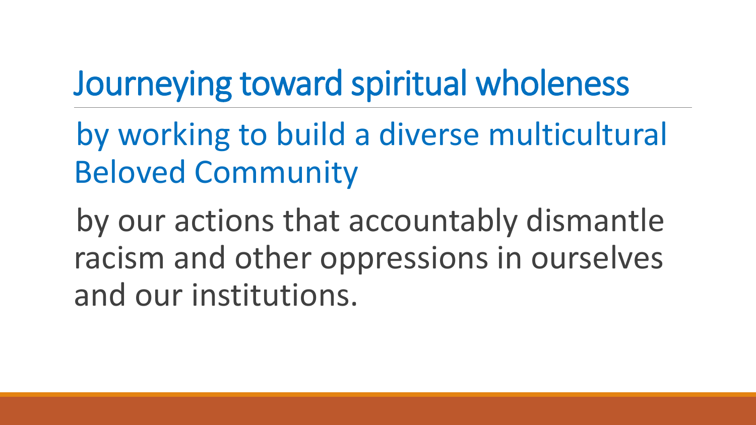# Journeying toward spiritual wholeness

by working to build a diverse multicultural Beloved Community

by our actions that accountably dismantle racism and other oppressions in ourselves and our institutions.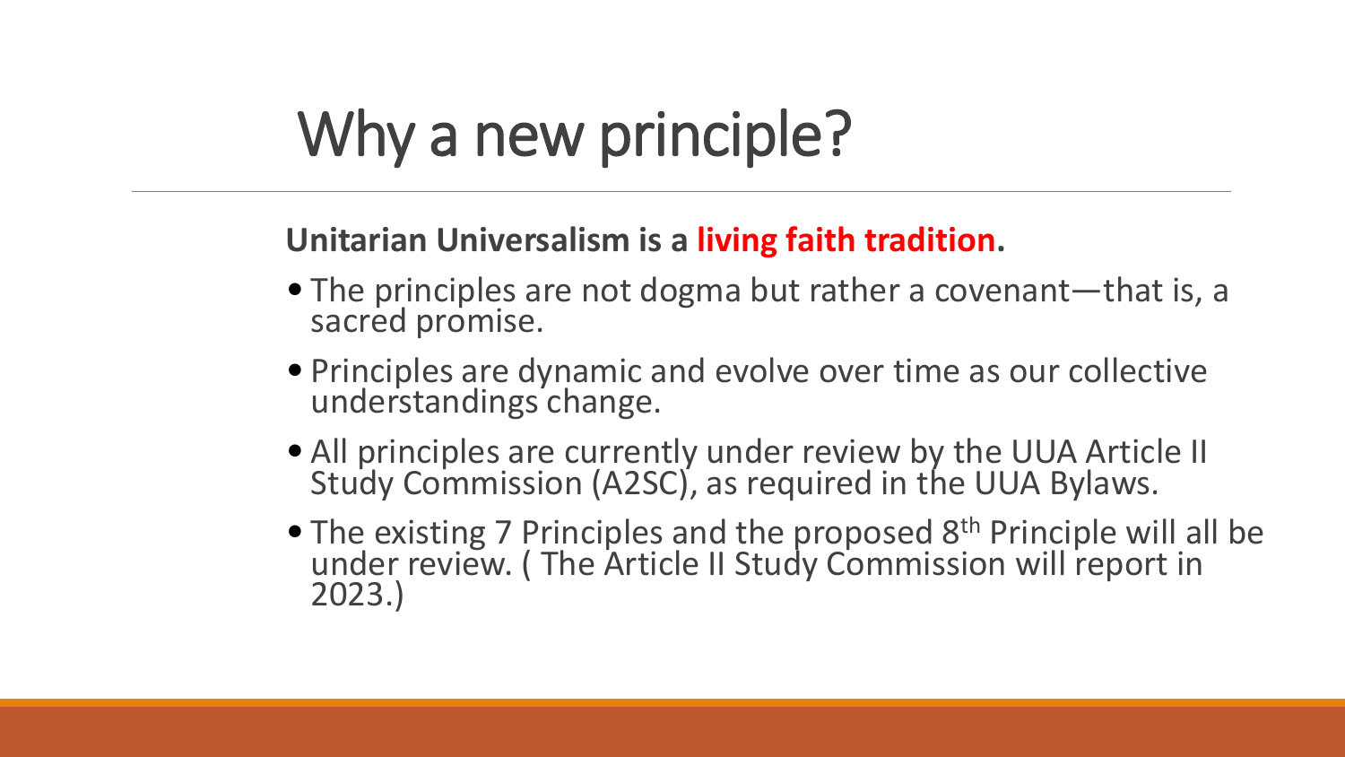# Why a new principle?

**Unitarian Universalism is a living faith tradition.**

- The principles are not dogma but rather a covenant—that is, a sacred promise.
- Principles are dynamic and evolve over time as our collective understandings change.
- All principles are currently under review by the UUA Article II Study Commission (A2SC), as required in the UUA Bylaws.
- The existing 7 Principles and the proposed 8th Principle will all be under review. ( The Article II Study Commission will report in 2023.)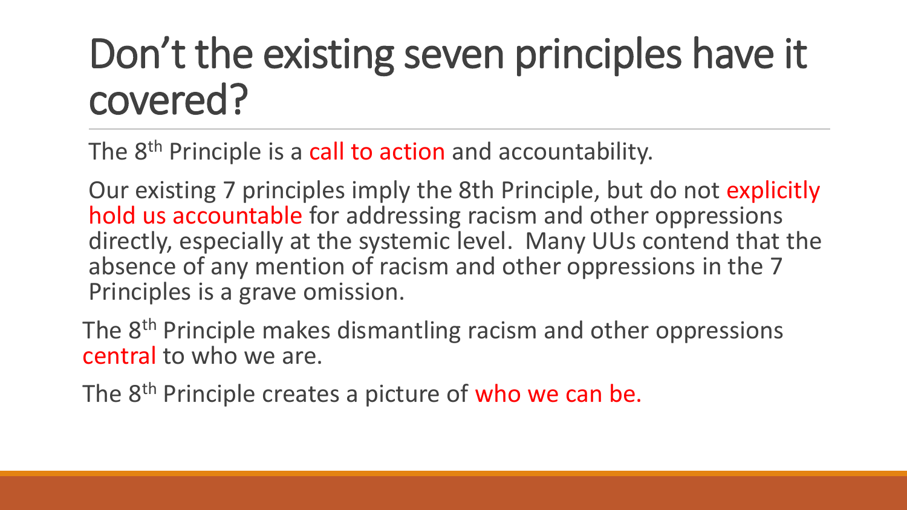# Don't the existing seven principles have it covered?

The 8th Principle is a call to action and accountability.

Our existing 7 principles imply the 8th Principle, but do not explicitly hold us accountable for addressing racism and other oppressions directly, especially at the systemic level. Many UUs contend that the absence of any mention of racism and other oppressions in the 7 Principles is a grave omission.

The 8th Principle makes dismantling racism and other oppressions central to who we are.

The 8th Principle creates a picture of who we can be.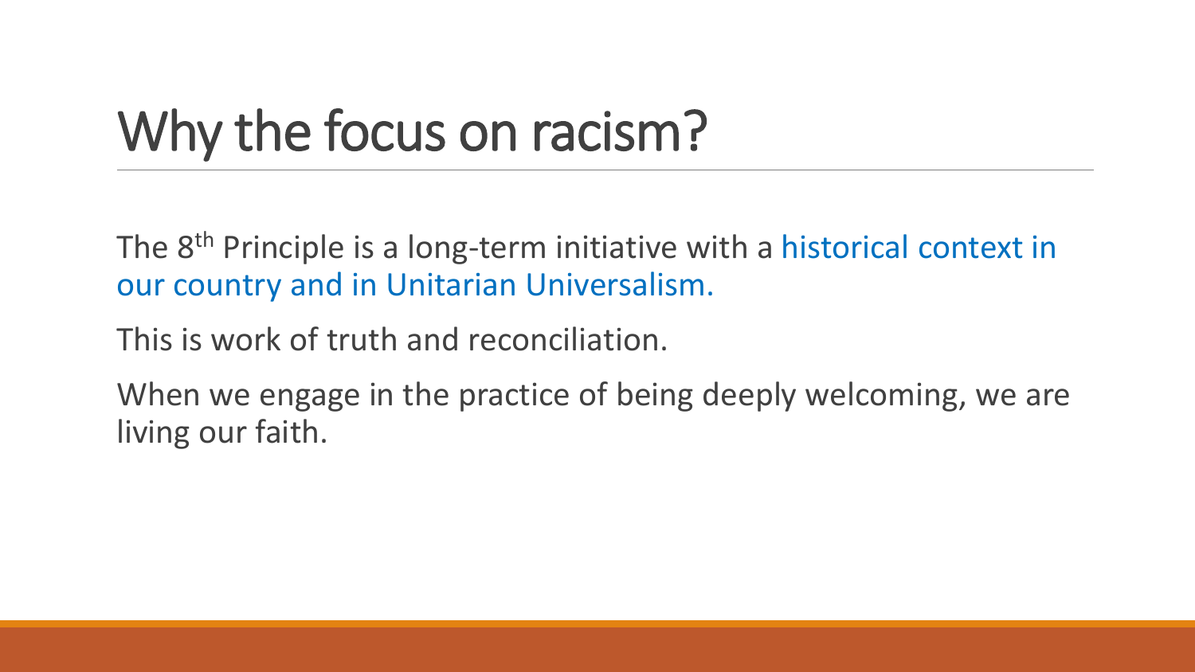# Why the focus on racism?

The 8th Principle is a long-term initiative with a historical context in our country and in Unitarian Universalism.

This is work of truth and reconciliation.

When we engage in the practice of being deeply welcoming, we are living our faith.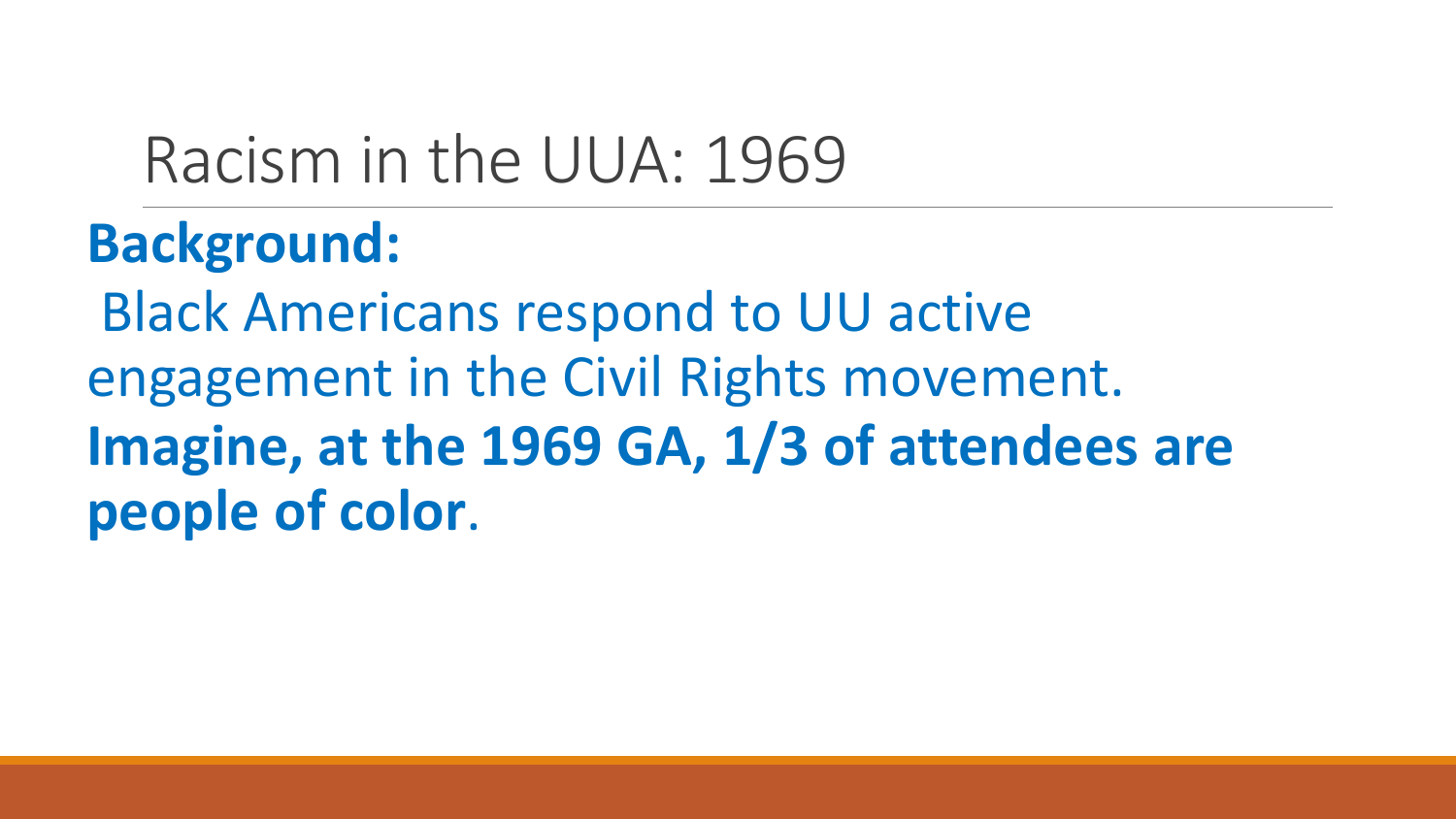# Racism in the UUA: 1969

**Background:**

Black Americans respond to UU active engagement in the Civil Rights movement.

**Imagine, at the 1969 GA, 1/3 of attendees are people of color**.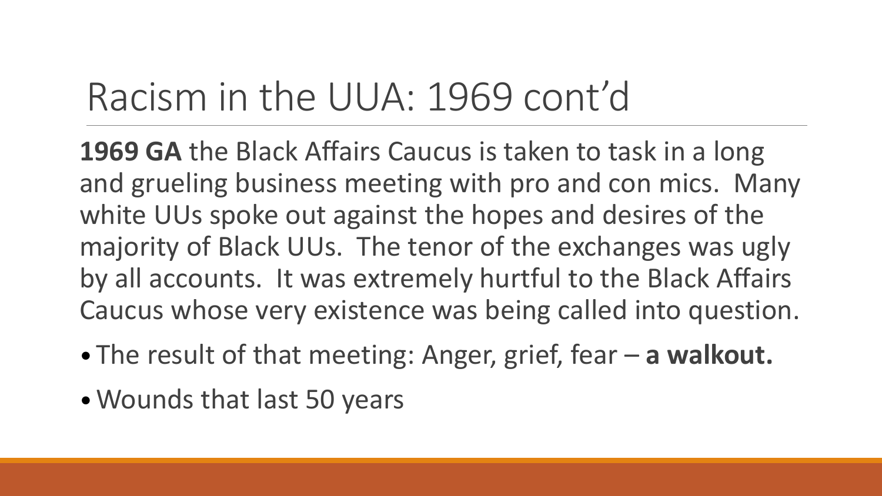# Racism in the UUA: 1969 cont'd

**1969 GA** the Black Affairs Caucus is taken to task in a long and grueling business meeting with pro and con mics. Many white UUs spoke out against the hopes and desires of the majority of Black UUs. The tenor of the exchanges was ugly by all accounts. It was extremely hurtful to the Black Affairs Caucus whose very existence was being called into question.

- The result of that meeting: Anger, grief, fear – **a walkout.**
- Wounds that last 50 years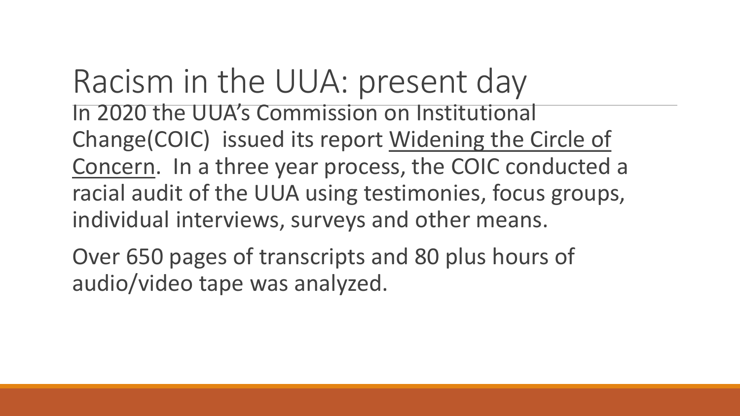# Racism in the UUA: present day

In 2020 the UUA's Commission on Institutional Change(COIC) issued its report Widening the Circle of Concern. In a three year process, the COIC conducted a racial audit of the UUA using testimonies, focus groups, individual interviews, surveys and other means.

Over 650 pages of transcripts and 80 plus hours of audio/video tape was analyzed.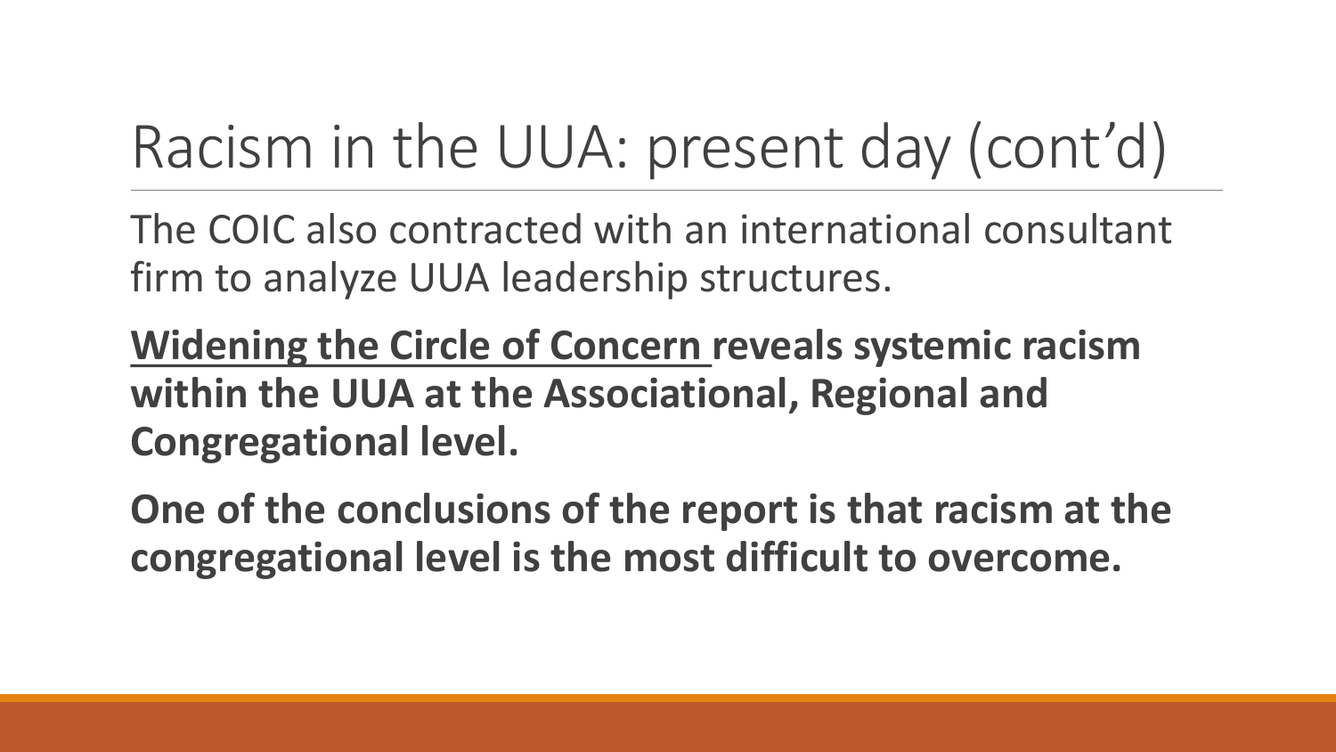# Racism in the UUA: present day (cont'd)

The COIC also contracted with an international consultant firm to analyze UUA leadership structures.

**<u>Widening the Circle of Concern</u> reveals systemic racism within the UUA at the Associational, Regional and Congregational level.**

**One of the conclusions of the report is that racism at the congregational level is the most difficult to overcome.**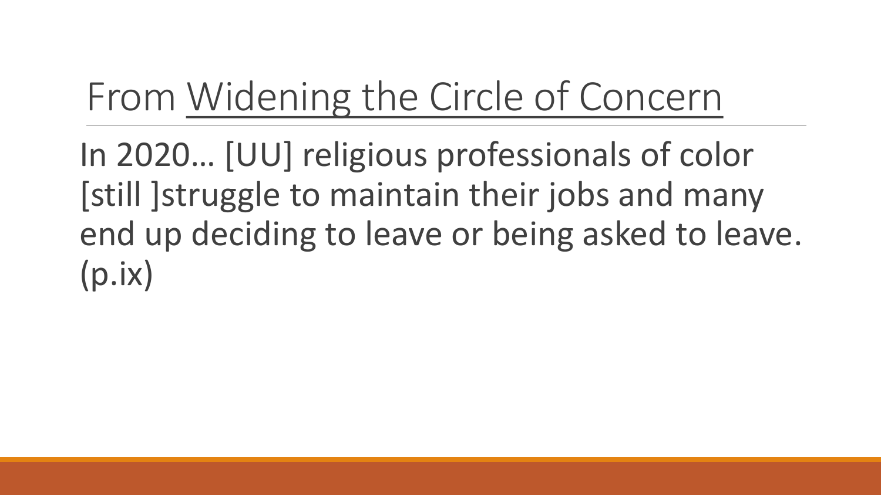# From <u>Widening the Circle of Concern</u>

In 2020… [UU] religious professionals of color [still ]struggle to maintain their jobs and many end up deciding to leave or being asked to leave. (p.ix)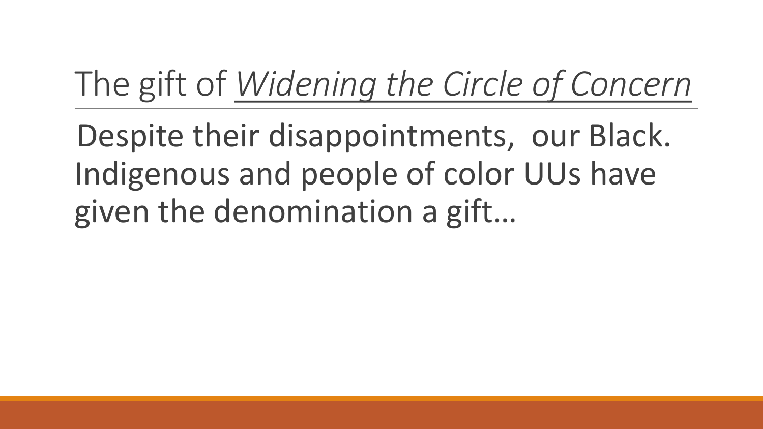# The gift of *Widening the Circle of Concern*

Despite their disappointments, our Black. Indigenous and people of color UUs have given the denomination a gift…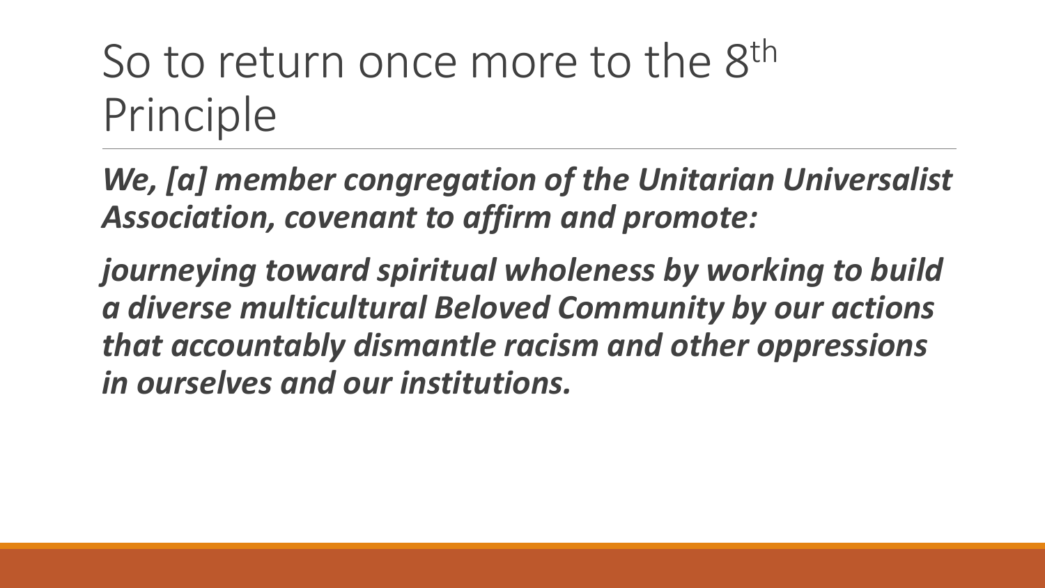# So to return once more to the 8th Principle

***We, [a] member congregation of the Unitarian Universalist Association, covenant to affirm and promote:***

***journeying toward spiritual wholeness by working to build a diverse multicultural Beloved Community by our actions that accountably dismantle racism and other oppressions in ourselves and our institutions.***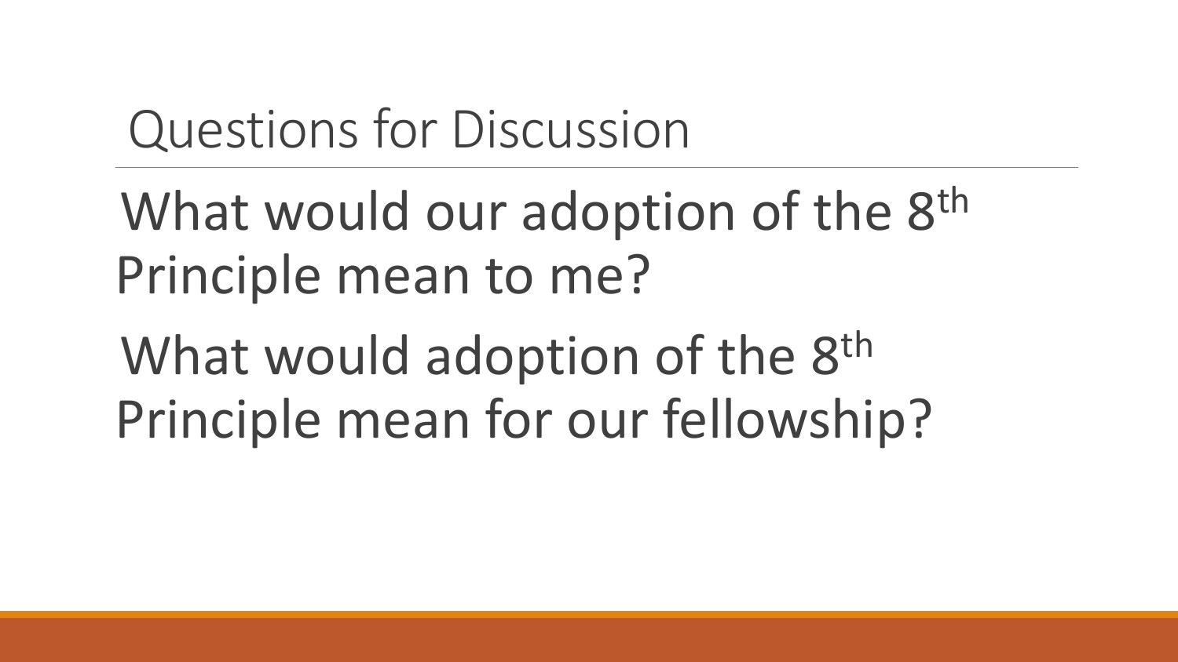# Questions for Discussion

What would our adoption of the 8th Principle mean to me?

What would adoption of the 8th Principle mean for our fellowship?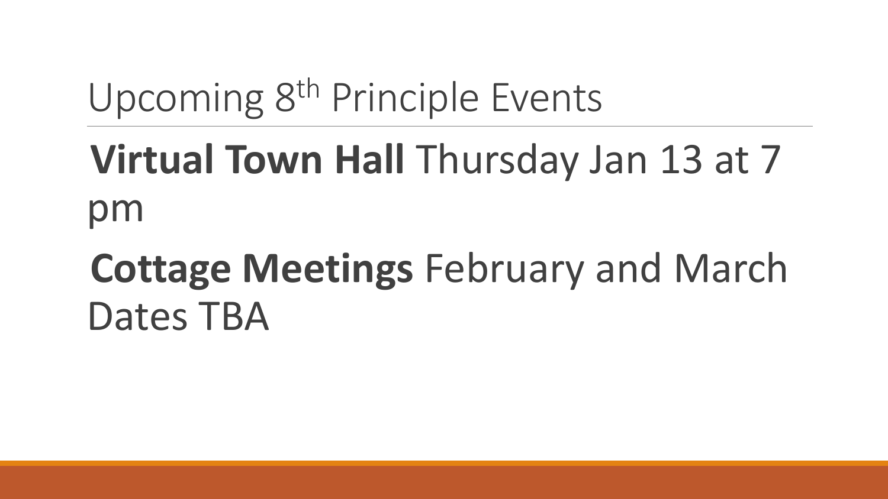# Upcoming 8th Principle Events

**Virtual Town Hall** Thursday Jan 13 at 7 pm

**Cottage Meetings** February and March Dates TBA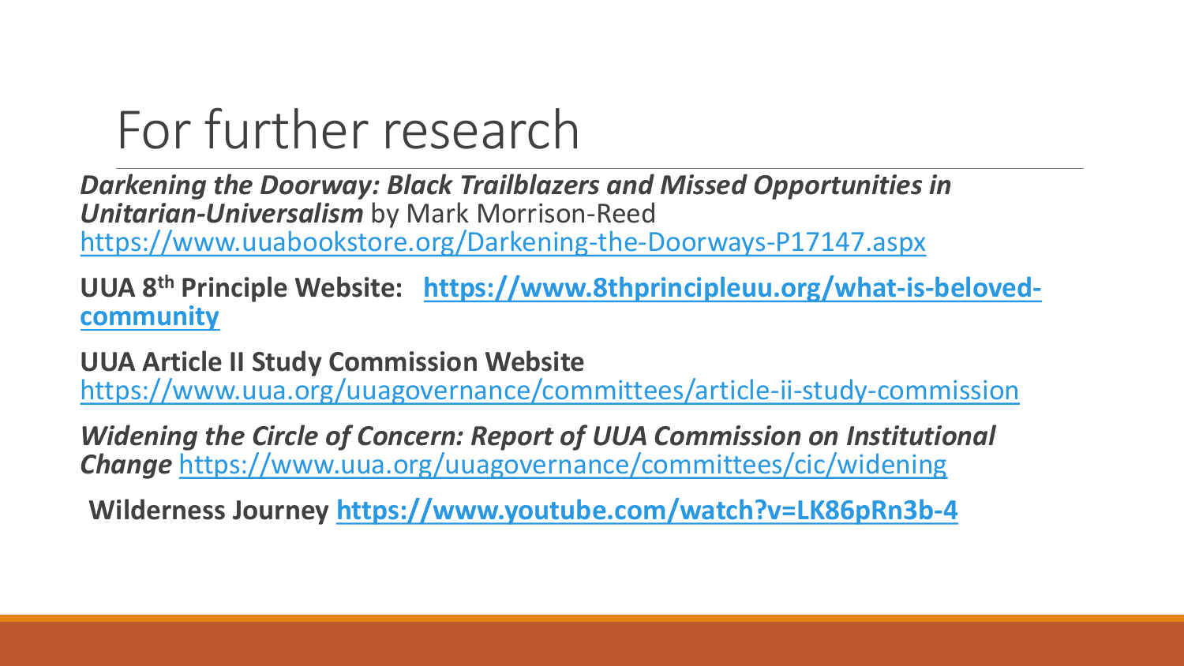# For further research

***Darkening the Doorway: Black Trailblazers and Missed Opportunities in Unitarian-Universalism*** by Mark Morrison-Reed
https://www.uuabookstore.org/Darkening-the-Doorways-P17147.aspx

**UUA 8th Principle Website: https://www.8thprincipleuu.org/what-is-beloved-community**

**UUA Article II Study Commission Website**
https://www.uua.org/uuagovernance/committees/article-ii-study-commission

***Widening the Circle of Concern: Report of UUA Commission on Institutional Change*** https://www.uua.org/uuagovernance/committees/cic/widening

**Wilderness Journey https://www.youtube.com/watch?v=LK86pRn3b-4**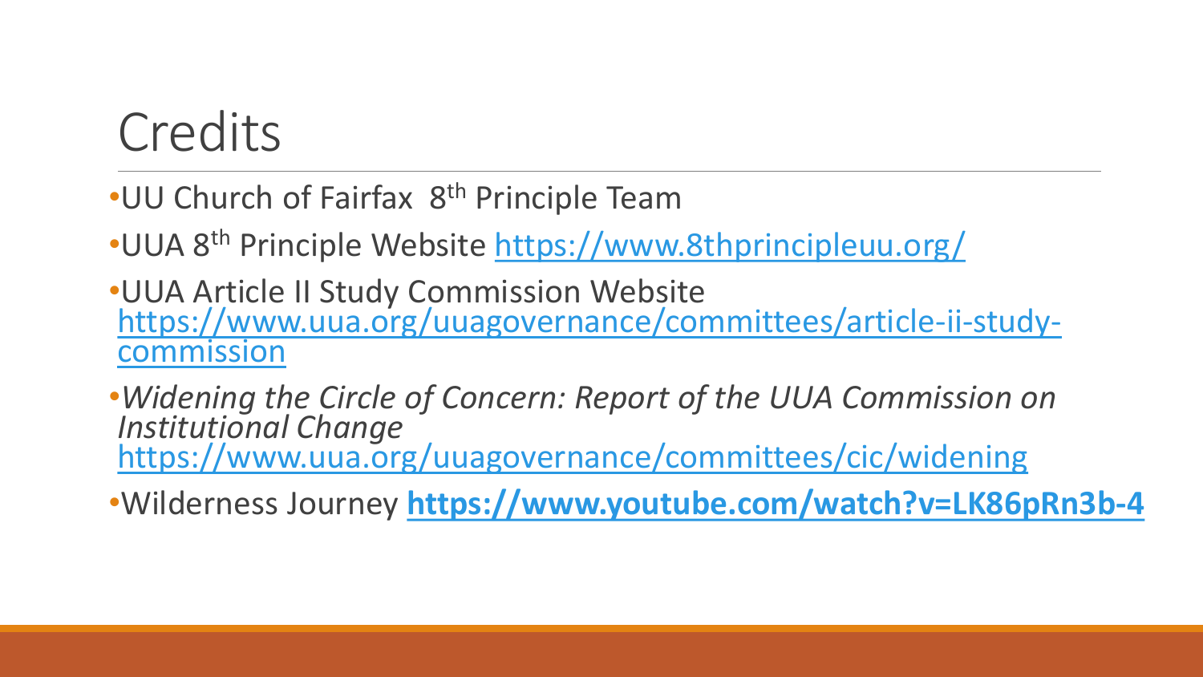# Credits

- UU Church of Fairfax 8th Principle Team
- UUA 8th Principle Website https://www.8thprincipleuu.org/
- UUA Article II Study Commission Website https://www.uua.org/uuagovernance/committees/article-ii-study-commission
- *Widening the Circle of Concern: Report of the UUA Commission on Institutional Change* https://www.uua.org/uuagovernance/committees/cic/widening
- Wilderness Journey **https://www.youtube.com/watch?v=LK86pRn3b-4**